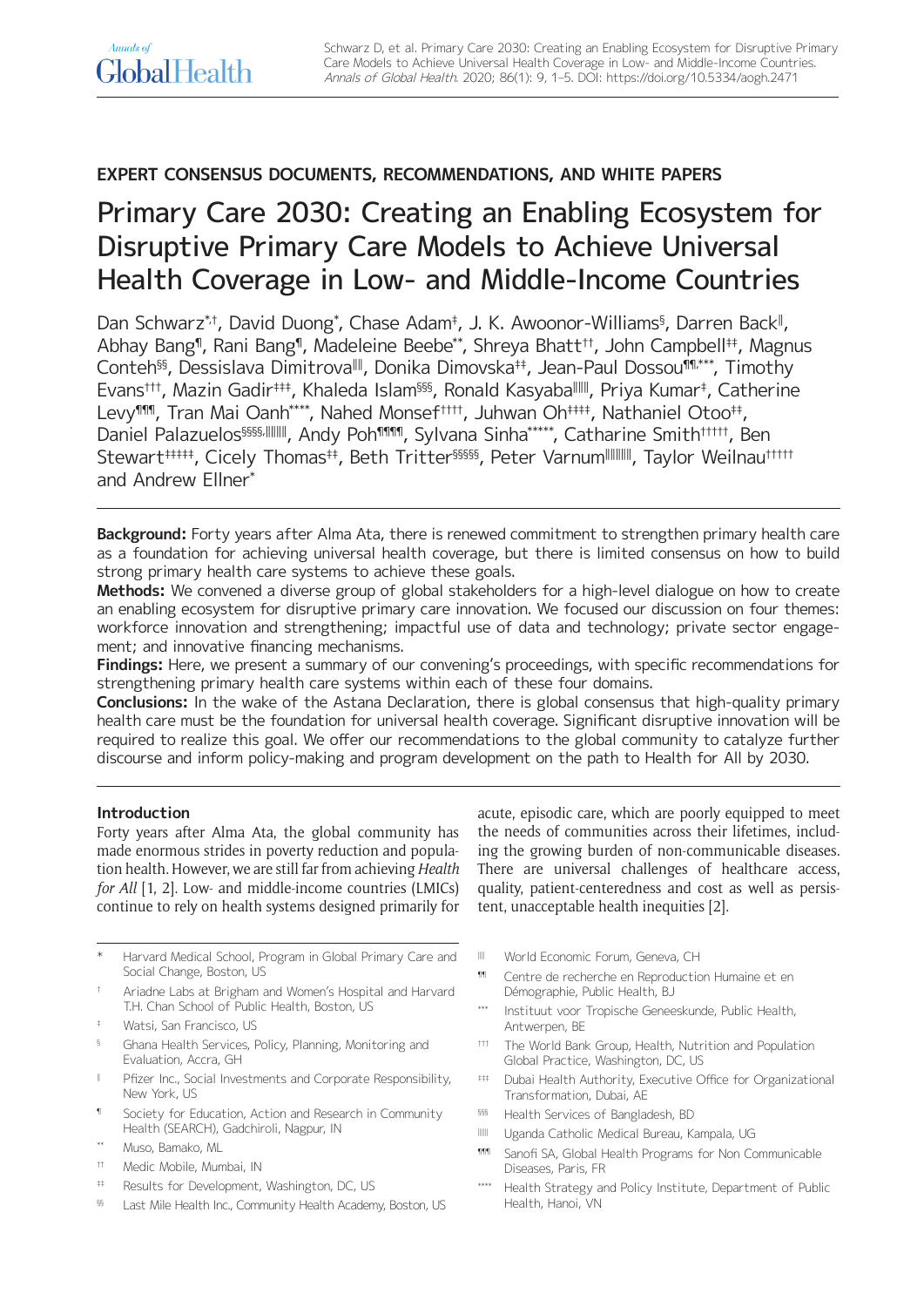EXPERT CONSENSUS DOCUMENTS, RECOMMENDATIONS, AND WHITE PAPERS

# Primary Care 2030: Creating an Enabling Ecosystem for Disruptive Primary Care Models to Achieve Universal Health Coverage in Low- and Middle-Income Countries

Dan Schwarz[*,†], David Duong[*], Chase Adam[‡], J. K. Awoonor-Williams[§], Darren Back[‖], Abhay Bang[¶], Rani Bang[¶], Madeleine Beebe[**], Shreya Bhatt[††], John Campbell[‡‡], Magnus Conteh[§§], Dessislava Dimitrova[‖‖], Donika Dimovska[‡‡], Jean-Paul Dossou[¶¶,***], Timothy Evans[†††], Mazin Gadir[‡‡‡], Khaleda Islam[§§§], Ronald Kasyaba[‖‖‖], Priya Kumar[‡], Catherine Levy[¶¶¶], Tran Mai Oanh[****], Nahed Monsef[††††], Juhwan Oh[‡‡‡‡], Nathaniel Otoo[‡‡], Daniel Palazuelos[§§§§,‖‖‖‖], Andy Poh[¶¶¶¶], Sylvana Sinha[*****], Catharine Smith[†††††], Ben Stewart[‡‡‡‡‡], Cicely Thomas[‡‡], Beth Tritter[§§§§§], Peter Varnum[‖‖‖‖‖], Taylor Weilnau[†††††] and Andrew Ellner[*]

---

**Background:** Forty years after Alma Ata, there is renewed commitment to strengthen primary health care as a foundation for achieving universal health coverage, but there is limited consensus on how to build strong primary health care systems to achieve these goals.

**Methods:** We convened a diverse group of global stakeholders for a high-level dialogue on how to create an enabling ecosystem for disruptive primary care innovation. We focused our discussion on four themes: workforce innovation and strengthening; impactful use of data and technology; private sector engagement; and innovative financing mechanisms.

**Findings:** Here, we present a summary of our convening's proceedings, with specific recommendations for strengthening primary health care systems within each of these four domains.

**Conclusions:** In the wake of the Astana Declaration, there is global consensus that high-quality primary health care must be the foundation for universal health coverage. Significant disruptive innovation will be required to realize this goal. We offer our recommendations to the global community to catalyze further discourse and inform policy-making and program development on the path to Health for All by 2030.

---

## Introduction

Forty years after Alma Ata, the global community has made enormous strides in poverty reduction and population health. However, we are still far from achieving *Health for All* [1, 2]. Low- and middle-income countries (LMICs) continue to rely on health systems designed primarily for acute, episodic care, which are poorly equipped to meet the needs of communities across their lifetimes, including the growing burden of non-communicable diseases. There are universal challenges of healthcare access, quality, patient-centeredness and cost as well as persistent, unacceptable health inequities [2].

---

[*] Harvard Medical School, Program in Global Primary Care and Social Change, Boston, US

[†] Ariadne Labs at Brigham and Women's Hospital and Harvard T.H. Chan School of Public Health, Boston, US

[‡] Watsi, San Francisco, US

[§] Ghana Health Services, Policy, Planning, Monitoring and Evaluation, Accra, GH

[‖] Pfizer Inc., Social Investments and Corporate Responsibility, New York, US

[¶] Society for Education, Action and Research in Community Health (SEARCH), Gadchiroli, Nagpur, IN

[**] Muso, Bamako, ML

[††] Medic Mobile, Mumbai, IN

[‡‡] Results for Development, Washington, DC, US

[§§] Last Mile Health Inc., Community Health Academy, Boston, US

[‖‖] World Economic Forum, Geneva, CH

[¶¶] Centre de recherche en Reproduction Humaine et en Démographie, Public Health, BJ

[***] Instituut voor Tropische Geneeskunde, Public Health, Antwerpen, BE

[†††] The World Bank Group, Health, Nutrition and Population Global Practice, Washington, DC, US

[‡‡‡] Dubai Health Authority, Executive Office for Organizational Transformation, Dubai, AE

[§§§] Health Services of Bangladesh, BD

[‖‖‖] Uganda Catholic Medical Bureau, Kampala, UG

[¶¶¶] Sanofi SA, Global Health Programs for Non Communicable Diseases, Paris, FR

[****] Health Strategy and Policy Institute, Department of Public Health, Hanoi, VN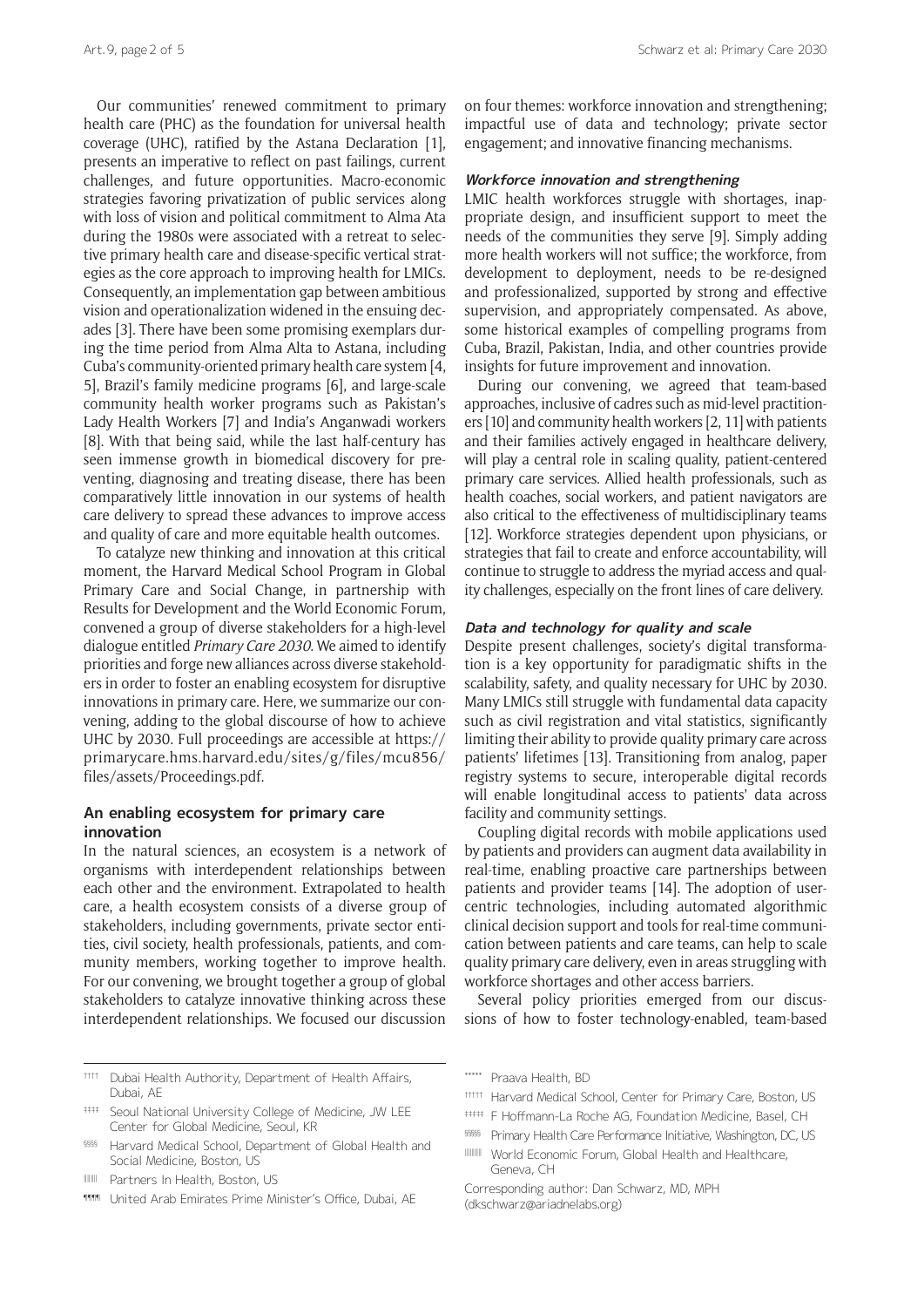Our communities' renewed commitment to primary health care (PHC) as the foundation for universal health coverage (UHC), ratified by the Astana Declaration [1], presents an imperative to reflect on past failings, current challenges, and future opportunities. Macro-economic strategies favoring privatization of public services along with loss of vision and political commitment to Alma Ata during the 1980s were associated with a retreat to selective primary health care and disease-specific vertical strategies as the core approach to improving health for LMICs. Consequently, an implementation gap between ambitious vision and operationalization widened in the ensuing decades [3]. There have been some promising exemplars during the time period from Alma Alta to Astana, including Cuba's community-oriented primary health care system [4, 5], Brazil's family medicine programs [6], and large-scale community health worker programs such as Pakistan's Lady Health Workers [7] and India's Anganwadi workers [8]. With that being said, while the last half-century has seen immense growth in biomedical discovery for preventing, diagnosing and treating disease, there has been comparatively little innovation in our systems of health care delivery to spread these advances to improve access and quality of care and more equitable health outcomes.

To catalyze new thinking and innovation at this critical moment, the Harvard Medical School Program in Global Primary Care and Social Change, in partnership with Results for Development and the World Economic Forum, convened a group of diverse stakeholders for a high-level dialogue entitled *Primary Care 2030*. We aimed to identify priorities and forge new alliances across diverse stakeholders in order to foster an enabling ecosystem for disruptive innovations in primary care. Here, we summarize our convening, adding to the global discourse of how to achieve UHC by 2030. Full proceedings are accessible at https://primarycare.hms.harvard.edu/sites/g/files/mcu856/files/assets/Proceedings.pdf.

## An enabling ecosystem for primary care innovation

In the natural sciences, an ecosystem is a network of organisms with interdependent relationships between each other and the environment. Extrapolated to health care, a health ecosystem consists of a diverse group of stakeholders, including governments, private sector entities, civil society, health professionals, patients, and community members, working together to improve health. For our convening, we brought together a group of global stakeholders to catalyze innovative thinking across these interdependent relationships. We focused our discussion on four themes: workforce innovation and strengthening; impactful use of data and technology; private sector engagement; and innovative financing mechanisms.

### *Workforce innovation and strengthening*

LMIC health workforces struggle with shortages, inappropriate design, and insufficient support to meet the needs of the communities they serve [9]. Simply adding more health workers will not suffice; the workforce, from development to deployment, needs to be re-designed and professionalized, supported by strong and effective supervision, and appropriately compensated. As above, some historical examples of compelling programs from Cuba, Brazil, Pakistan, India, and other countries provide insights for future improvement and innovation.

During our convening, we agreed that team-based approaches, inclusive of cadres such as mid-level practitioners [10] and community health workers [2, 11] with patients and their families actively engaged in healthcare delivery, will play a central role in scaling quality, patient-centered primary care services. Allied health professionals, such as health coaches, social workers, and patient navigators are also critical to the effectiveness of multidisciplinary teams [12]. Workforce strategies dependent upon physicians, or strategies that fail to create and enforce accountability, will continue to struggle to address the myriad access and quality challenges, especially on the front lines of care delivery.

### *Data and technology for quality and scale*

Despite present challenges, society's digital transformation is a key opportunity for paradigmatic shifts in the scalability, safety, and quality necessary for UHC by 2030. Many LMICs still struggle with fundamental data capacity such as civil registration and vital statistics, significantly limiting their ability to provide quality primary care across patients' lifetimes [13]. Transitioning from analog, paper registry systems to secure, interoperable digital records will enable longitudinal access to patients' data across facility and community settings.

Coupling digital records with mobile applications used by patients and providers can augment data availability in real-time, enabling proactive care partnerships between patients and provider teams [14]. The adoption of user-centric technologies, including automated algorithmic clinical decision support and tools for real-time communication between patients and care teams, can help to scale quality primary care delivery, even in areas struggling with workforce shortages and other access barriers.

Several policy priorities emerged from our discussions of how to foster technology-enabled, team-based

---

†††† Dubai Health Authority, Department of Health Affairs, Dubai, AE

‡‡‡‡ Seoul National University College of Medicine, JW LEE Center for Global Medicine, Seoul, KR

§§§§ Harvard Medical School, Department of Global Health and Social Medicine, Boston, US

‖‖‖‖ Partners In Health, Boston, US

¶¶¶¶ United Arab Emirates Prime Minister's Office, Dubai, AE

***** Praava Health, BD

††††† Harvard Medical School, Center for Primary Care, Boston, US

‡‡‡‡‡ F Hoffmann-La Roche AG, Foundation Medicine, Basel, CH

§§§§§ Primary Health Care Performance Initiative, Washington, DC, US

‖‖‖‖‖ World Economic Forum, Global Health and Healthcare, Geneva, CH

Corresponding author: Dan Schwarz, MD, MPH (dkschwarz@ariadnelabs.org)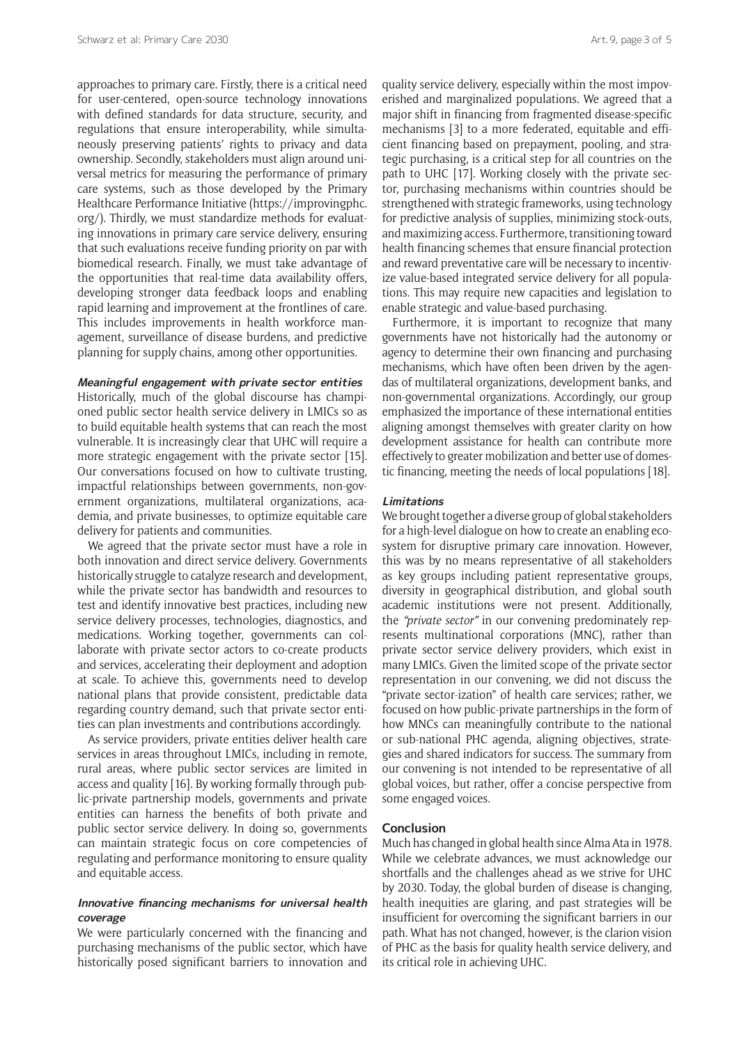approaches to primary care. Firstly, there is a critical need for user-centered, open-source technology innovations with defined standards for data structure, security, and regulations that ensure interoperability, while simultaneously preserving patients' rights to privacy and data ownership. Secondly, stakeholders must align around universal metrics for measuring the performance of primary care systems, such as those developed by the Primary Healthcare Performance Initiative (https://improvingphc.org/). Thirdly, we must standardize methods for evaluating innovations in primary care service delivery, ensuring that such evaluations receive funding priority on par with biomedical research. Finally, we must take advantage of the opportunities that real-time data availability offers, developing stronger data feedback loops and enabling rapid learning and improvement at the frontlines of care. This includes improvements in health workforce management, surveillance of disease burdens, and predictive planning for supply chains, among other opportunities.

#### *Meaningful engagement with private sector entities*

Historically, much of the global discourse has championed public sector health service delivery in LMICs so as to build equitable health systems that can reach the most vulnerable. It is increasingly clear that UHC will require a more strategic engagement with the private sector [15]. Our conversations focused on how to cultivate trusting, impactful relationships between governments, non-government organizations, multilateral organizations, academia, and private businesses, to optimize equitable care delivery for patients and communities.

We agreed that the private sector must have a role in both innovation and direct service delivery. Governments historically struggle to catalyze research and development, while the private sector has bandwidth and resources to test and identify innovative best practices, including new service delivery processes, technologies, diagnostics, and medications. Working together, governments can collaborate with private sector actors to co-create products and services, accelerating their deployment and adoption at scale. To achieve this, governments need to develop national plans that provide consistent, predictable data regarding country demand, such that private sector entities can plan investments and contributions accordingly.

As service providers, private entities deliver health care services in areas throughout LMICs, including in remote, rural areas, where public sector services are limited in access and quality [16]. By working formally through public-private partnership models, governments and private entities can harness the benefits of both private and public sector service delivery. In doing so, governments can maintain strategic focus on core competencies of regulating and performance monitoring to ensure quality and equitable access.

#### *Innovative financing mechanisms for universal health coverage*

We were particularly concerned with the financing and purchasing mechanisms of the public sector, which have historically posed significant barriers to innovation and quality service delivery, especially within the most impoverished and marginalized populations. We agreed that a major shift in financing from fragmented disease-specific mechanisms [3] to a more federated, equitable and efficient financing based on prepayment, pooling, and strategic purchasing, is a critical step for all countries on the path to UHC [17]. Working closely with the private sector, purchasing mechanisms within countries should be strengthened with strategic frameworks, using technology for predictive analysis of supplies, minimizing stock-outs, and maximizing access. Furthermore, transitioning toward health financing schemes that ensure financial protection and reward preventative care will be necessary to incentivize value-based integrated service delivery for all populations. This may require new capacities and legislation to enable strategic and value-based purchasing.

Furthermore, it is important to recognize that many governments have not historically had the autonomy or agency to determine their own financing and purchasing mechanisms, which have often been driven by the agendas of multilateral organizations, development banks, and non-governmental organizations. Accordingly, our group emphasized the importance of these international entities aligning amongst themselves with greater clarity on how development assistance for health can contribute more effectively to greater mobilization and better use of domestic financing, meeting the needs of local populations [18].

#### *Limitations*

We brought together a diverse group of global stakeholders for a high-level dialogue on how to create an enabling ecosystem for disruptive primary care innovation. However, this was by no means representative of all stakeholders as key groups including patient representative groups, diversity in geographical distribution, and global south academic institutions were not present. Additionally, the *"private sector"* in our convening predominately represents multinational corporations (MNC), rather than private sector service delivery providers, which exist in many LMICs. Given the limited scope of the private sector representation in our convening, we did not discuss the "private sector-ization" of health care services; rather, we focused on how public-private partnerships in the form of how MNCs can meaningfully contribute to the national or sub-national PHC agenda, aligning objectives, strategies and shared indicators for success. The summary from our convening is not intended to be representative of all global voices, but rather, offer a concise perspective from some engaged voices.

### Conclusion

Much has changed in global health since Alma Ata in 1978. While we celebrate advances, we must acknowledge our shortfalls and the challenges ahead as we strive for UHC by 2030. Today, the global burden of disease is changing, health inequities are glaring, and past strategies will be insufficient for overcoming the significant barriers in our path. What has not changed, however, is the clarion vision of PHC as the basis for quality health service delivery, and its critical role in achieving UHC.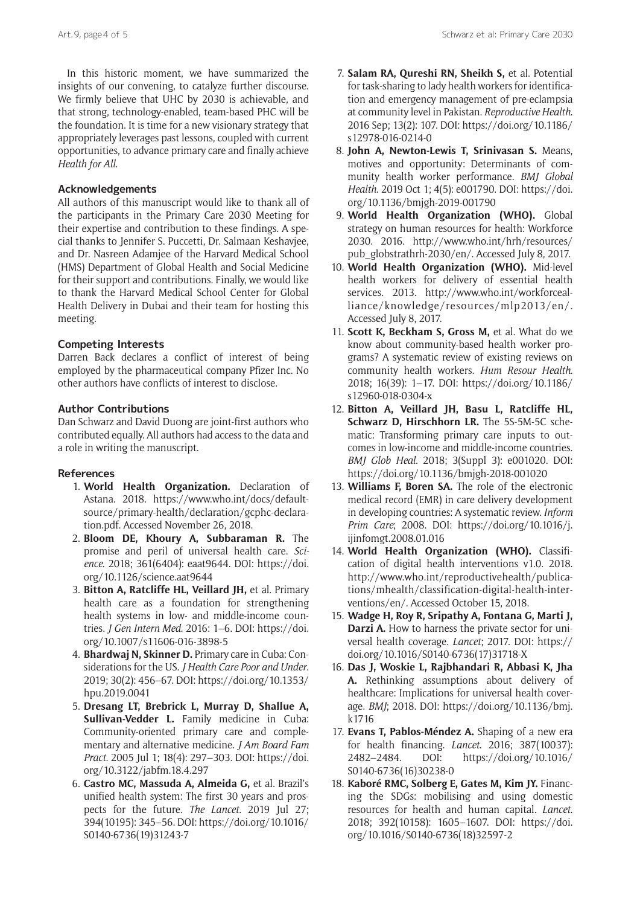In this historic moment, we have summarized the insights of our convening, to catalyze further discourse. We firmly believe that UHC by 2030 is achievable, and that strong, technology-enabled, team-based PHC will be the foundation. It is time for a new visionary strategy that appropriately leverages past lessons, coupled with current opportunities, to advance primary care and finally achieve *Health for All*.

### Acknowledgements

All authors of this manuscript would like to thank all of the participants in the Primary Care 2030 Meeting for their expertise and contribution to these findings. A special thanks to Jennifer S. Puccetti, Dr. Salmaan Keshavjee, and Dr. Nasreen Adamjee of the Harvard Medical School (HMS) Department of Global Health and Social Medicine for their support and contributions. Finally, we would like to thank the Harvard Medical School Center for Global Health Delivery in Dubai and their team for hosting this meeting.

### Competing Interests

Darren Back declares a conflict of interest of being employed by the pharmaceutical company Pfizer Inc. No other authors have conflicts of interest to disclose.

### Author Contributions

Dan Schwarz and David Duong are joint-first authors who contributed equally. All authors had access to the data and a role in writing the manuscript.

### References

1. **World Health Organization.** Declaration of Astana. 2018. https://www.who.int/docs/default-source/primary-health/declaration/gcphc-declaration.pdf. Accessed November 26, 2018.
2. **Bloom DE, Khoury A, Subbaraman R.** The promise and peril of universal health care. *Science*. 2018; 361(6404): eaat9644. DOI: https://doi.org/10.1126/science.aat9644
3. **Bitton A, Ratcliffe HL, Veillard JH,** et al. Primary health care as a foundation for strengthening health systems in low- and middle-income countries. *J Gen Intern Med*. 2016: 1–6. DOI: https://doi.org/10.1007/s11606-016-3898-5
4. **Bhardwaj N, Skinner D.** Primary care in Cuba: Considerations for the US. *J Health Care Poor and Under*. 2019; 30(2): 456–67. DOI: https://doi.org/10.1353/hpu.2019.0041
5. **Dresang LT, Brebrick L, Murray D, Shallue A, Sullivan-Vedder L.** Family medicine in Cuba: Community-oriented primary care and complementary and alternative medicine. *J Am Board Fam Pract*. 2005 Jul 1; 18(4): 297–303. DOI: https://doi.org/10.3122/jabfm.18.4.297
6. **Castro MC, Massuda A, Almeida G,** et al. Brazil's unified health system: The first 30 years and prospects for the future. *The Lancet*. 2019 Jul 27; 394(10195): 345–56. DOI: https://doi.org/10.1016/S0140-6736(19)31243-7
7. **Salam RA, Qureshi RN, Sheikh S,** et al. Potential for task-sharing to lady health workers for identification and emergency management of pre-eclampsia at community level in Pakistan. *Reproductive Health*. 2016 Sep; 13(2): 107. DOI: https://doi.org/10.1186/s12978-016-0214-0
8. **John A, Newton-Lewis T, Srinivasan S.** Means, motives and opportunity: Determinants of community health worker performance. *BMJ Global Health*. 2019 Oct 1; 4(5): e001790. DOI: https://doi.org/10.1136/bmjgh-2019-001790
9. **World Health Organization (WHO).** Global strategy on human resources for health: Workforce 2030. 2016. http://www.who.int/hrh/resources/pub_globstrathrh-2030/en/. Accessed July 8, 2017.
10. **World Health Organization (WHO).** Mid-level health workers for delivery of essential health services. 2013. http://www.who.int/workforcealliance/knowledge/resources/mlp2013/en/. Accessed July 8, 2017.
11. **Scott K, Beckham S, Gross M,** et al. What do we know about community-based health worker programs? A systematic review of existing reviews on community health workers. *Hum Resour Health*. 2018; 16(39): 1–17. DOI: https://doi.org/10.1186/s12960-018-0304-x
12. **Bitton A, Veillard JH, Basu L, Ratcliffe HL, Schwarz D, Hirschhorn LR.** The 5S-5M-5C schematic: Transforming primary care inputs to outcomes in low-income and middle-income countries. *BMJ Glob Heal*. 2018; 3(Suppl 3): e001020. DOI: https://doi.org/10.1136/bmjgh-2018-001020
13. **Williams F, Boren SA.** The role of the electronic medical record (EMR) in care delivery development in developing countries: A systematic review. *Inform Prim Care*; 2008. DOI: https://doi.org/10.1016/j.ijinfomgt.2008.01.016
14. **World Health Organization (WHO).** Classification of digital health interventions v1.0. 2018. http://www.who.int/reproductivehealth/publications/mhealth/classification-digital-health-interventions/en/. Accessed October 15, 2018.
15. **Wadge H, Roy R, Sripathy A, Fontana G, Marti J, Darzi A.** How to harness the private sector for universal health coverage. *Lancet*; 2017. DOI: https://doi.org/10.1016/S0140-6736(17)31718-X
16. **Das J, Woskie L, Rajbhandari R, Abbasi K, Jha A.** Rethinking assumptions about delivery of healthcare: Implications for universal health coverage. *BMJ*; 2018. DOI: https://doi.org/10.1136/bmj.k1716
17. **Evans T, Pablos-Méndez A.** Shaping of a new era for health financing. *Lancet*. 2016; 387(10037): 2482–2484. DOI: https://doi.org/10.1016/S0140-6736(16)30238-0
18. **Kaboré RMC, Solberg E, Gates M, Kim JY.** Financing the SDGs: mobilising and using domestic resources for health and human capital. *Lancet*. 2018; 392(10158): 1605–1607. DOI: https://doi.org/10.1016/S0140-6736(18)32597-2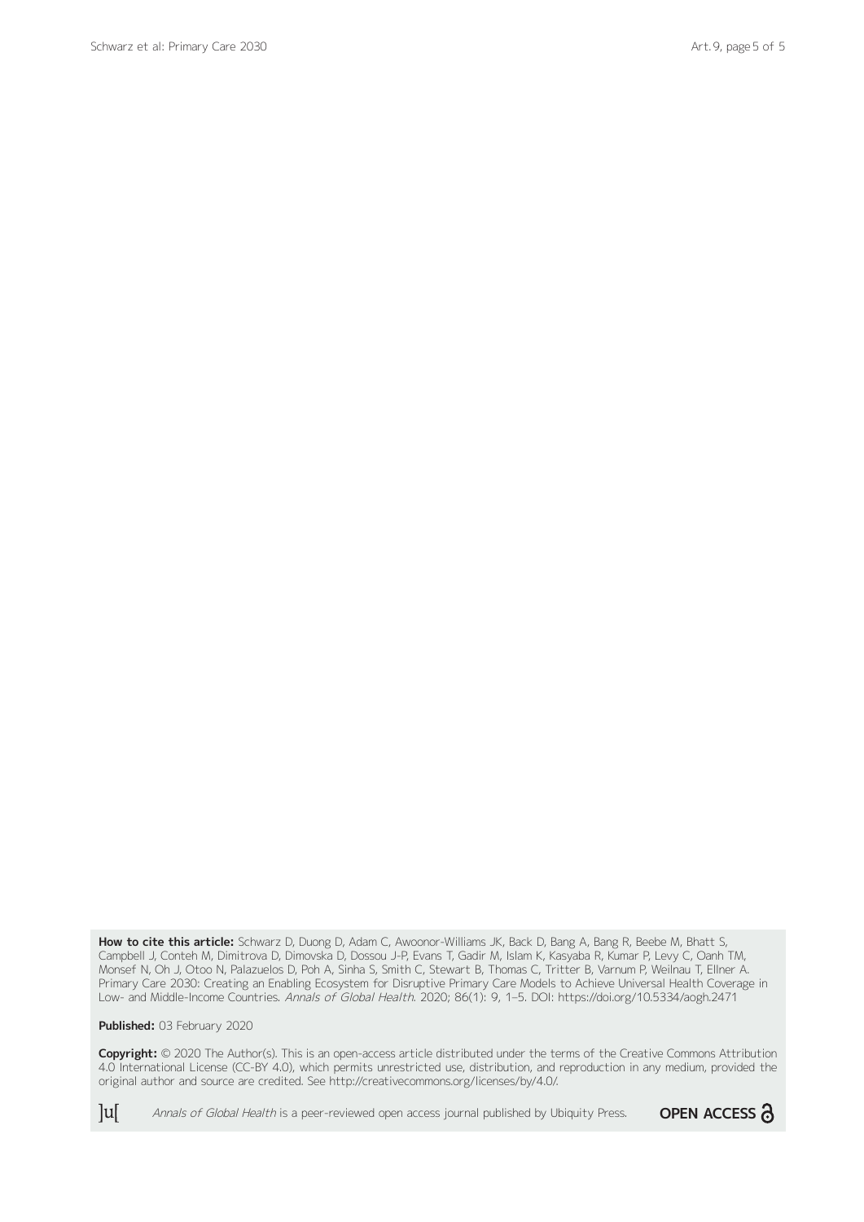**How to cite this article:** Schwarz D, Duong D, Adam C, Awoonor-Williams JK, Back D, Bang A, Bang R, Beebe M, Bhatt S, Campbell J, Conteh M, Dimitrova D, Dimovska D, Dossou J-P, Evans T, Gadir M, Islam K, Kasyaba R, Kumar P, Levy C, Oanh TM, Monsef N, Oh J, Otoo N, Palazuelos D, Poh A, Sinha S, Smith C, Stewart B, Thomas C, Tritter B, Varnum P, Weilnau T, Ellner A. Primary Care 2030: Creating an Enabling Ecosystem for Disruptive Primary Care Models to Achieve Universal Health Coverage in Low- and Middle-Income Countries. *Annals of Global Health*. 2020; 86(1): 9, 1–5. DOI: https://doi.org/10.5334/aogh.2471

**Published:** 03 February 2020

**Copyright:** © 2020 The Author(s). This is an open-access article distributed under the terms of the Creative Commons Attribution 4.0 International License (CC-BY 4.0), which permits unrestricted use, distribution, and reproduction in any medium, provided the original author and source are credited. See http://creativecommons.org/licenses/by/4.0/.

*Annals of Global Health* is a peer-reviewed open access journal published by Ubiquity Press. **OPEN ACCESS**